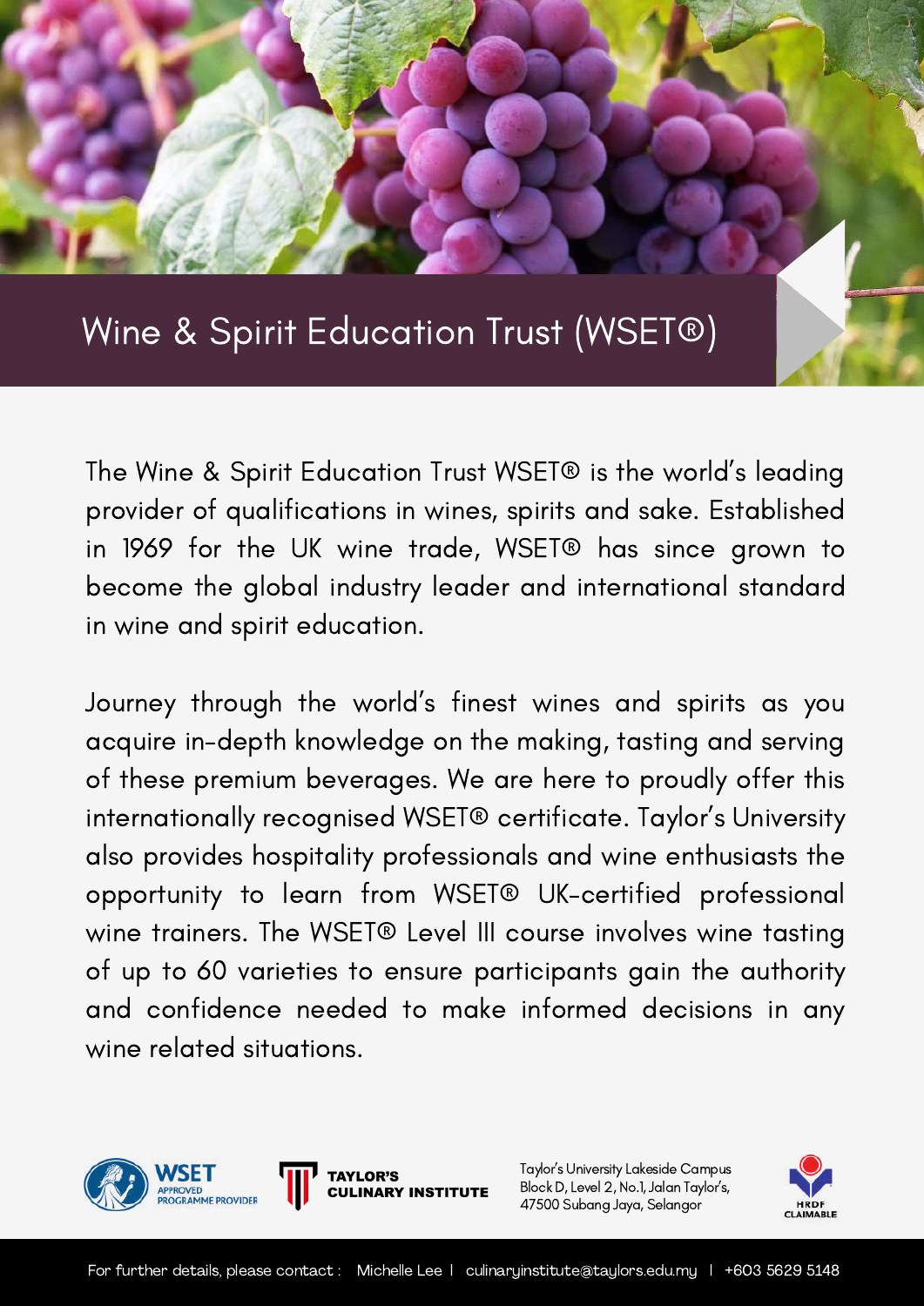# Wine & Spirit Education Trust (WSET®)

The Wine & Spirit Education Trust WSET® is the world's leading provider of qualifications in wines, spirits and sake. Established in 1969 for the UK wine trade, WSET® has since grown to become the global industry leader and international standard in wine and spirit education.

Journey through the world's finest wines and spirits as you acquire in-depth knowledge on the making, tasting and serving of these premium beverages. We are here to proudly offer this internationally recognised WSET® certificate. Taylor's University also provides hospitality professionals and wine enthusiasts the opportunity to learn from WSET® UK-certified professional wine trainers. The WSET® Level III course involves wine tasting of up to 60 varieties to ensure participants gain the authority and confidence needed to make informed decisions in any wine related situations.

WSET APPROVED PROGRAMME PROVIDER

TAYLOR'S CULINARY INSTITUTE

Taylor's University Lakeside Campus
Block D, Level 2, No.1, Jalan Taylor's,
47500 Subang Jaya, Selangor

HRDF CLAIMABLE

For further details, please contact : Michelle Lee | culinaryinstitute@taylors.edu.my | +603 5629 5148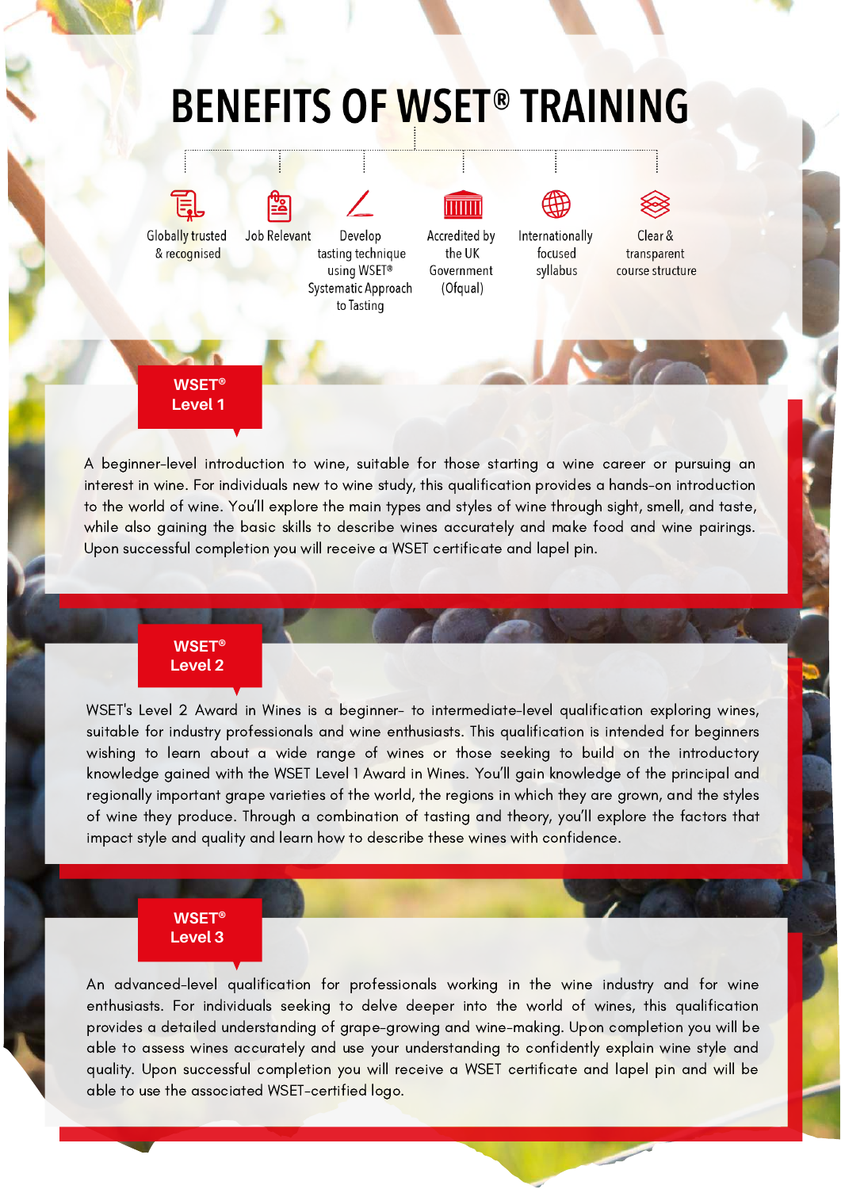# BENEFITS OF WSET® TRAINING

- Globally trusted & recognised
- Job Relevant
- Develop tasting technique using WSET® Systematic Approach to Tasting
- Accredited by the UK Government (Ofqual)
- Internationally focused syllabus
- Clear & transparent course structure

## WSET® Level 1

A beginner-level introduction to wine, suitable for those starting a wine career or pursuing an interest in wine. For individuals new to wine study, this qualification provides a hands-on introduction to the world of wine. You'll explore the main types and styles of wine through sight, smell, and taste, while also gaining the basic skills to describe wines accurately and make food and wine pairings. Upon successful completion you will receive a WSET certificate and lapel pin.

## WSET® Level 2

WSET's Level 2 Award in Wines is a beginner- to intermediate-level qualification exploring wines, suitable for industry professionals and wine enthusiasts. This qualification is intended for beginners wishing to learn about a wide range of wines or those seeking to build on the introductory knowledge gained with the WSET Level 1 Award in Wines. You'll gain knowledge of the principal and regionally important grape varieties of the world, the regions in which they are grown, and the styles of wine they produce. Through a combination of tasting and theory, you'll explore the factors that impact style and quality and learn how to describe these wines with confidence.

## WSET® Level 3

An advanced-level qualification for professionals working in the wine industry and for wine enthusiasts. For individuals seeking to delve deeper into the world of wines, this qualification provides a detailed understanding of grape-growing and wine-making. Upon completion you will be able to assess wines accurately and use your understanding to confidently explain wine style and quality. Upon successful completion you will receive a WSET certificate and lapel pin and will be able to use the associated WSET-certified logo.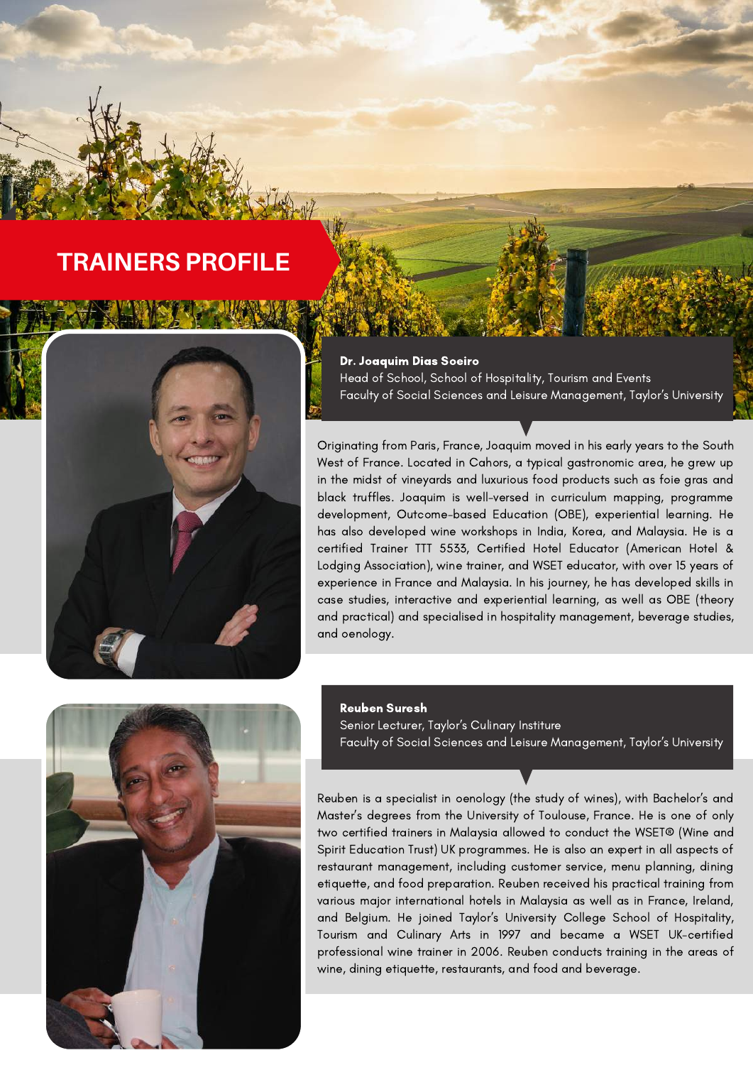# TRAINERS PROFILE

**Dr. Joaquim Dias Soeiro**
Head of School, School of Hospitality, Tourism and Events
Faculty of Social Sciences and Leisure Management, Taylor's University

Originating from Paris, France, Joaquim moved in his early years to the South West of France. Located in Cahors, a typical gastronomic area, he grew up in the midst of vineyards and luxurious food products such as foie gras and black truffles. Joaquim is well-versed in curriculum mapping, programme development, Outcome-based Education (OBE), experiential learning. He has also developed wine workshops in India, Korea, and Malaysia. He is a certified Trainer TTT 5533, Certified Hotel Educator (American Hotel & Lodging Association), wine trainer, and WSET educator, with over 15 years of experience in France and Malaysia. In his journey, he has developed skills in case studies, interactive and experiential learning, as well as OBE (theory and practical) and specialised in hospitality management, beverage studies, and oenology.

**Reuben Suresh**
Senior Lecturer, Taylor's Culinary Institute
Faculty of Social Sciences and Leisure Management, Taylor's University

Reuben is a specialist in oenology (the study of wines), with Bachelor's and Master's degrees from the University of Toulouse, France. He is one of only two certified trainers in Malaysia allowed to conduct the WSET® (Wine and Spirit Education Trust) UK programmes. He is also an expert in all aspects of restaurant management, including customer service, menu planning, dining etiquette, and food preparation. Reuben received his practical training from various major international hotels in Malaysia as well as in France, Ireland, and Belgium. He joined Taylor's University College School of Hospitality, Tourism and Culinary Arts in 1997 and became a WSET UK-certified professional wine trainer in 2006. Reuben conducts training in the areas of wine, dining etiquette, restaurants, and food and beverage.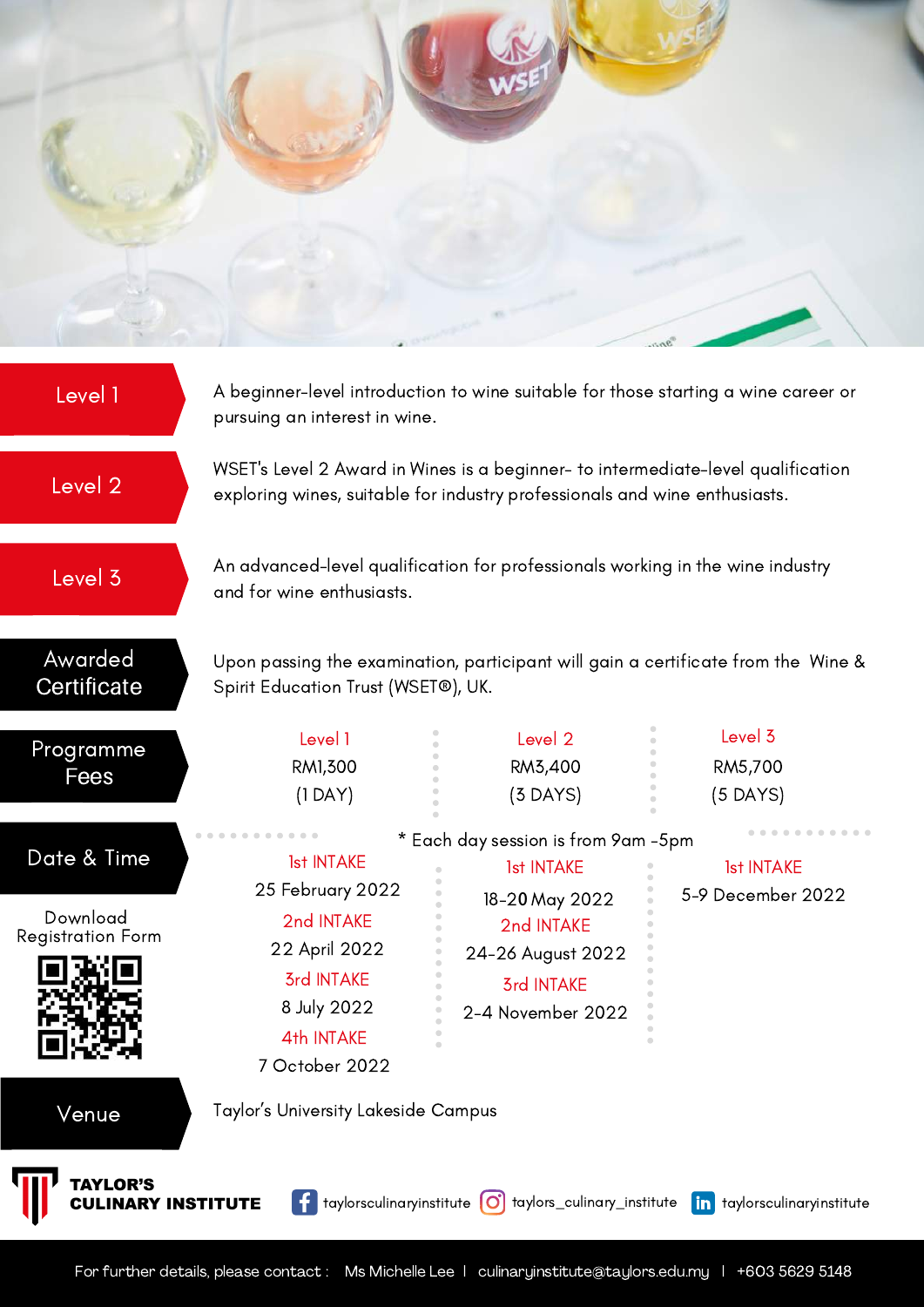**Level 1**

A beginner-level introduction to wine suitable for those starting a wine career or pursuing an interest in wine.

**Level 2**

WSET's Level 2 Award in Wines is a beginner- to intermediate-level qualification exploring wines, suitable for industry professionals and wine enthusiasts.

**Level 3**

An advanced-level qualification for professionals working in the wine industry and for wine enthusiasts.

**Awarded Certificate**

Upon passing the examination, participant will gain a certificate from the Wine & Spirit Education Trust (WSET®), UK.

**Programme Fees**

| Level 1 | Level 2 | Level 3 |
|---|---|---|
| RM1,300 (1 DAY) | RM3,400 (3 DAYS) | RM5,700 (5 DAYS) |

**Date & Time**

\* Each day session is from 9am -5pm

| Level 1 | Level 2 | Level 3 |
|---|---|---|
| 1st INTAKE 25 February 2022 | 1st INTAKE 18-20 May 2022 | 1st INTAKE 5-9 December 2022 |
| 2nd INTAKE 22 April 2022 | 2nd INTAKE 24-26 August 2022 | |
| 3rd INTAKE 8 July 2022 | 3rd INTAKE 2-4 November 2022 | |
| 4th INTAKE 7 October 2022 | | |

Download Registration Form

**Venue**

Taylor's University Lakeside Campus

TAYLOR'S CULINARY INSTITUTE

taylorsculinaryinstitute | taylors_culinary_institute | taylorsculinaryinstitute

For further details, please contact : Ms Michelle Lee | culinaryinstitute@taylors.edu.my | +603 5629 5148